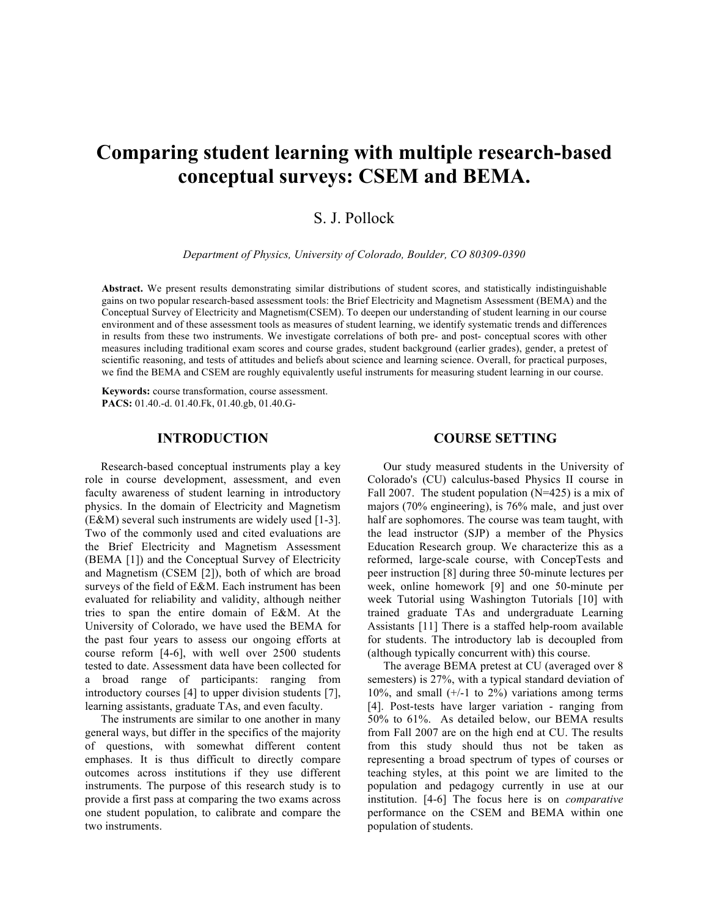# Comparing student learning with multiple research-based conceptual surveys: CSEM and BEMA.

S. J. Pollock

*Department of Physics, University of Colorado, Boulder, CO 80309-0390*

**Abstract.** We present results demonstrating similar distributions of student scores, and statistically indistinguishable gains on two popular research-based assessment tools: the Brief Electricity and Magnetism Assessment (BEMA) and the Conceptual Survey of Electricity and Magnetism(CSEM). To deepen our understanding of student learning in our course environment and of these assessment tools as measures of student learning, we identify systematic trends and differences in results from these two instruments. We investigate correlations of both pre- and post- conceptual scores with other measures including traditional exam scores and course grades, student background (earlier grades), gender, a pretest of scientific reasoning, and tests of attitudes and beliefs about science and learning science. Overall, for practical purposes, we find the BEMA and CSEM are roughly equivalently useful instruments for measuring student learning in our course.

**Keywords:** course transformation, course assessment.
**PACS:** 01.40.-d. 01.40.Fk, 01.40.gb, 01.40.G-

## INTRODUCTION

Research-based conceptual instruments play a key role in course development, assessment, and even faculty awareness of student learning in introductory physics. In the domain of Electricity and Magnetism (E&M) several such instruments are widely used [1-3]. Two of the commonly used and cited evaluations are the Brief Electricity and Magnetism Assessment (BEMA [1]) and the Conceptual Survey of Electricity and Magnetism (CSEM [2]), both of which are broad surveys of the field of E&M. Each instrument has been evaluated for reliability and validity, although neither tries to span the entire domain of E&M. At the University of Colorado, we have used the BEMA for the past four years to assess our ongoing efforts at course reform [4-6], with well over 2500 students tested to date. Assessment data have been collected for a broad range of participants: ranging from introductory courses [4] to upper division students [7], learning assistants, graduate TAs, and even faculty.

The instruments are similar to one another in many general ways, but differ in the specifics of the majority of questions, with somewhat different content emphases. It is thus difficult to directly compare outcomes across institutions if they use different instruments. The purpose of this research study is to provide a first pass at comparing the two exams across one student population, to calibrate and compare the two instruments.

## COURSE SETTING

Our study measured students in the University of Colorado's (CU) calculus-based Physics II course in Fall 2007. The student population (N=425) is a mix of majors (70% engineering), is 76% male, and just over half are sophomores. The course was team taught, with the lead instructor (SJP) a member of the Physics Education Research group. We characterize this as a reformed, large-scale course, with ConcepTests and peer instruction [8] during three 50-minute lectures per week, online homework [9] and one 50-minute per week Tutorial using Washington Tutorials [10] with trained graduate TAs and undergraduate Learning Assistants [11] There is a staffed help-room available for students. The introductory lab is decoupled from (although typically concurrent with) this course.

The average BEMA pretest at CU (averaged over 8 semesters) is 27%, with a typical standard deviation of 10%, and small (+/-1 to 2%) variations among terms [4]. Post-tests have larger variation - ranging from 50% to 61%. As detailed below, our BEMA results from Fall 2007 are on the high end at CU. The results from this study should thus not be taken as representing a broad spectrum of types of courses or teaching styles, at this point we are limited to the population and pedagogy currently in use at our institution. [4-6] The focus here is on *comparative* performance on the CSEM and BEMA within one population of students.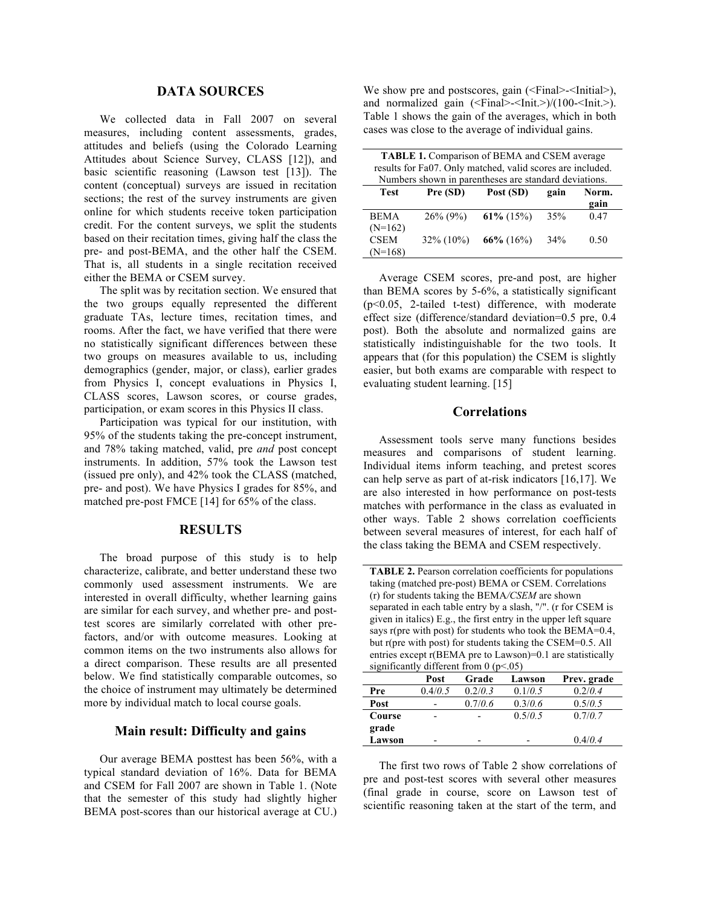## DATA SOURCES

We collected data in Fall 2007 on several measures, including content assessments, grades, attitudes and beliefs (using the Colorado Learning Attitudes about Science Survey, CLASS [12]), and basic scientific reasoning (Lawson test [13]). The content (conceptual) surveys are issued in recitation sections; the rest of the survey instruments are given online for which students receive token participation credit. For the content surveys, we split the students based on their recitation times, giving half the class the pre- and post-BEMA, and the other half the CSEM. That is, all students in a single recitation received either the BEMA or CSEM survey.

The split was by recitation section. We ensured that the two groups equally represented the different graduate TAs, lecture times, recitation times, and rooms. After the fact, we have verified that there were no statistically significant differences between these two groups on measures available to us, including demographics (gender, major, or class), earlier grades from Physics I, concept evaluations in Physics I, CLASS scores, Lawson scores, or course grades, participation, or exam scores in this Physics II class.

Participation was typical for our institution, with 95% of the students taking the pre-concept instrument, and 78% taking matched, valid, pre *and* post concept instruments. In addition, 57% took the Lawson test (issued pre only), and 42% took the CLASS (matched, pre- and post). We have Physics I grades for 85%, and matched pre-post FMCE [14] for 65% of the class.

## RESULTS

The broad purpose of this study is to help characterize, calibrate, and better understand these two commonly used assessment instruments. We are interested in overall difficulty, whether learning gains are similar for each survey, and whether pre- and post-test scores are similarly correlated with other pre-factors, and/or with outcome measures. Looking at common items on the two instruments also allows for a direct comparison. These results are all presented below. We find statistically comparable outcomes, so the choice of instrument may ultimately be determined more by individual match to local course goals.

### Main result: Difficulty and gains

Our average BEMA posttest has been 56%, with a typical standard deviation of 16%. Data for BEMA and CSEM for Fall 2007 are shown in Table 1. (Note that the semester of this study had slightly higher BEMA post-scores than our historical average at CU.) We show pre and postscores, gain (<Final>-<Initial>), and normalized gain (<Final>-<Init.>)/(100-<Init.>). Table 1 shows the gain of the averages, which in both cases was close to the average of individual gains.

**TABLE 1.** Comparison of BEMA and CSEM average results for Fa07. Only matched, valid scores are included. Numbers shown in parentheses are standard deviations.

| Test | Pre (SD) | Post (SD) | gain | Norm. gain |
|---|---|---|---|---|
| BEMA (N=162) | 26% (9%) | **61%** (15%) | 35% | 0.47 |
| CSEM (N=168) | 32% (10%) | **66%** (16%) | 34% | 0.50 |

Average CSEM scores, pre-and post, are higher than BEMA scores by 5-6%, a statistically significant ($p<0.05$, 2-tailed t-test) difference, with moderate effect size (difference/standard deviation=0.5 pre, 0.4 post). Both the absolute and normalized gains are statistically indistinguishable for the two tools. It appears that (for this population) the CSEM is slightly easier, but both exams are comparable with respect to evaluating student learning. [15]

### Correlations

Assessment tools serve many functions besides measures and comparisons of student learning. Individual items inform teaching, and pretest scores can help serve as part of at-risk indicators [16,17]. We are also interested in how performance on post-tests matches with performance in the class as evaluated in other ways. Table 2 shows correlation coefficients between several measures of interest, for each half of the class taking the BEMA and CSEM respectively.

**TABLE 2.** Pearson correlation coefficients for populations taking (matched pre-post) BEMA or CSEM. Correlations (r) for students taking the BEMA/*CSEM* are shown separated in each table entry by a slash, "/". (r for CSEM is given in italics) E.g., the first entry in the upper left square says r(pre with post) for students who took the BEMA=0.4, but r(pre with post) for students taking the CSEM=0.5. All entries except r(BEMA pre to Lawson)=0.1 are statistically significantly different from 0 ($p<.05$)

| | Post | Grade | Lawson | Prev. grade |
|---|---|---|---|---|
| **Pre** | 0.4/*0.5* | 0.2/*0.3* | 0.1/*0.5* | 0.2/*0.4* |
| **Post** | - | 0.7/*0.6* | 0.3/*0.6* | 0.5/*0.5* |
| **Course grade** | - | - | 0.5/*0.5* | 0.7/*0.7* |
| **Lawson** | - | - | - | 0.4/*0.4* |

The first two rows of Table 2 show correlations of pre and post-test scores with several other measures (final grade in course, score on Lawson test of scientific reasoning taken at the start of the term, and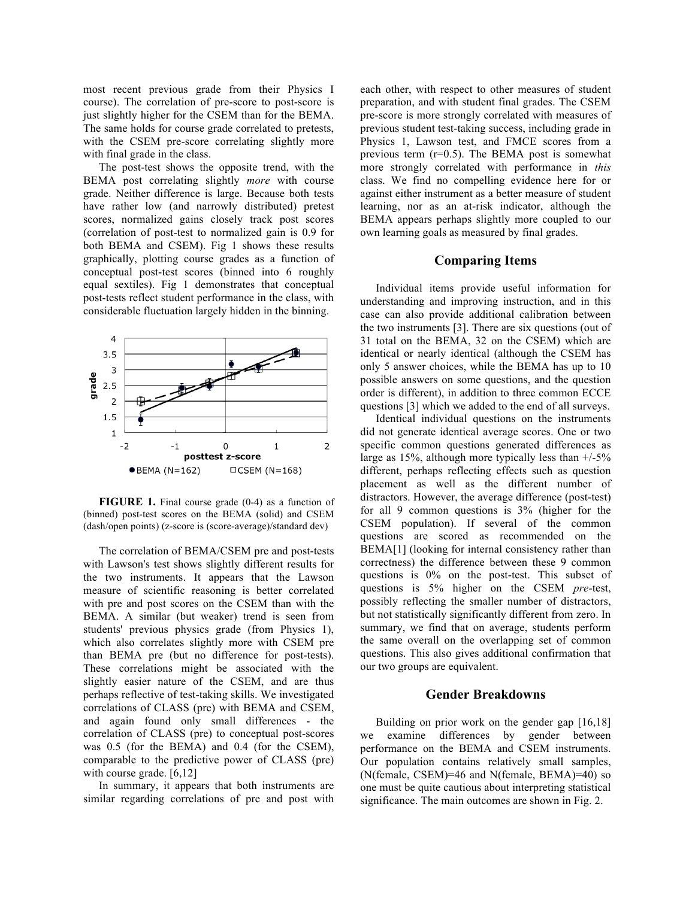most recent previous grade from their Physics I course). The correlation of pre-score to post-score is just slightly higher for the CSEM than for the BEMA. The same holds for course grade correlated to pretests, with the CSEM pre-score correlating slightly more with final grade in the class.

The post-test shows the opposite trend, with the BEMA post correlating slightly *more* with course grade. Neither difference is large. Because both tests have rather low (and narrowly distributed) pretest scores, normalized gains closely track post scores (correlation of post-test to normalized gain is 0.9 for both BEMA and CSEM). Fig 1 shows these results graphically, plotting course grades as a function of conceptual post-test scores (binned into 6 roughly equal sextiles). Fig 1 demonstrates that conceptual post-tests reflect student performance in the class, with considerable fluctuation largely hidden in the binning.

**FIGURE 1.** Final course grade (0-4) as a function of (binned) post-test scores on the BEMA (solid) and CSEM (dash/open points) (z-score is (score-average)/standard dev)

The correlation of BEMA/CSEM pre and post-tests with Lawson's test shows slightly different results for the two instruments. It appears that the Lawson measure of scientific reasoning is better correlated with pre and post scores on the CSEM than with the BEMA. A similar (but weaker) trend is seen from students' previous physics grade (from Physics 1), which also correlates slightly more with CSEM pre than BEMA pre (but no difference for post-tests). These correlations might be associated with the slightly easier nature of the CSEM, and are thus perhaps reflective of test-taking skills. We investigated correlations of CLASS (pre) with BEMA and CSEM, and again found only small differences - the correlation of CLASS (pre) to conceptual post-scores was 0.5 (for the BEMA) and 0.4 (for the CSEM), comparable to the predictive power of CLASS (pre) with course grade. [6,12]

In summary, it appears that both instruments are similar regarding correlations of pre and post with each other, with respect to other measures of student preparation, and with student final grades. The CSEM pre-score is more strongly correlated with measures of previous student test-taking success, including grade in Physics 1, Lawson test, and FMCE scores from a previous term (r=0.5). The BEMA post is somewhat more strongly correlated with performance in *this* class. We find no compelling evidence here for or against either instrument as a better measure of student learning, nor as an at-risk indicator, although the BEMA appears perhaps slightly more coupled to our own learning goals as measured by final grades.

## Comparing Items

Individual items provide useful information for understanding and improving instruction, and in this case can also provide additional calibration between the two instruments [3]. There are six questions (out of 31 total on the BEMA, 32 on the CSEM) which are identical or nearly identical (although the CSEM has only 5 answer choices, while the BEMA has up to 10 possible answers on some questions, and the question order is different), in addition to three common ECCE questions [3] which we added to the end of all surveys.

Identical individual questions on the instruments did not generate identical average scores. One or two specific common questions generated differences as large as 15%, although more typically less than +/-5% different, perhaps reflecting effects such as question placement as well as the different number of distractors. However, the average difference (post-test) for all 9 common questions is 3% (higher for the CSEM population). If several of the common questions are scored as recommended on the BEMA[1] (looking for internal consistency rather than correctness) the difference between these 9 common questions is 0% on the post-test. This subset of questions is 5% higher on the CSEM *pre*-test, possibly reflecting the smaller number of distractors, but not statistically significantly different from zero. In summary, we find that on average, students perform the same overall on the overlapping set of common questions. This also gives additional confirmation that our two groups are equivalent.

## Gender Breakdowns

Building on prior work on the gender gap [16,18] we examine differences by gender between performance on the BEMA and CSEM instruments. Our population contains relatively small samples, (N(female, CSEM)=46 and N(female, BEMA)=40) so one must be quite cautious about interpreting statistical significance. The main outcomes are shown in Fig. 2.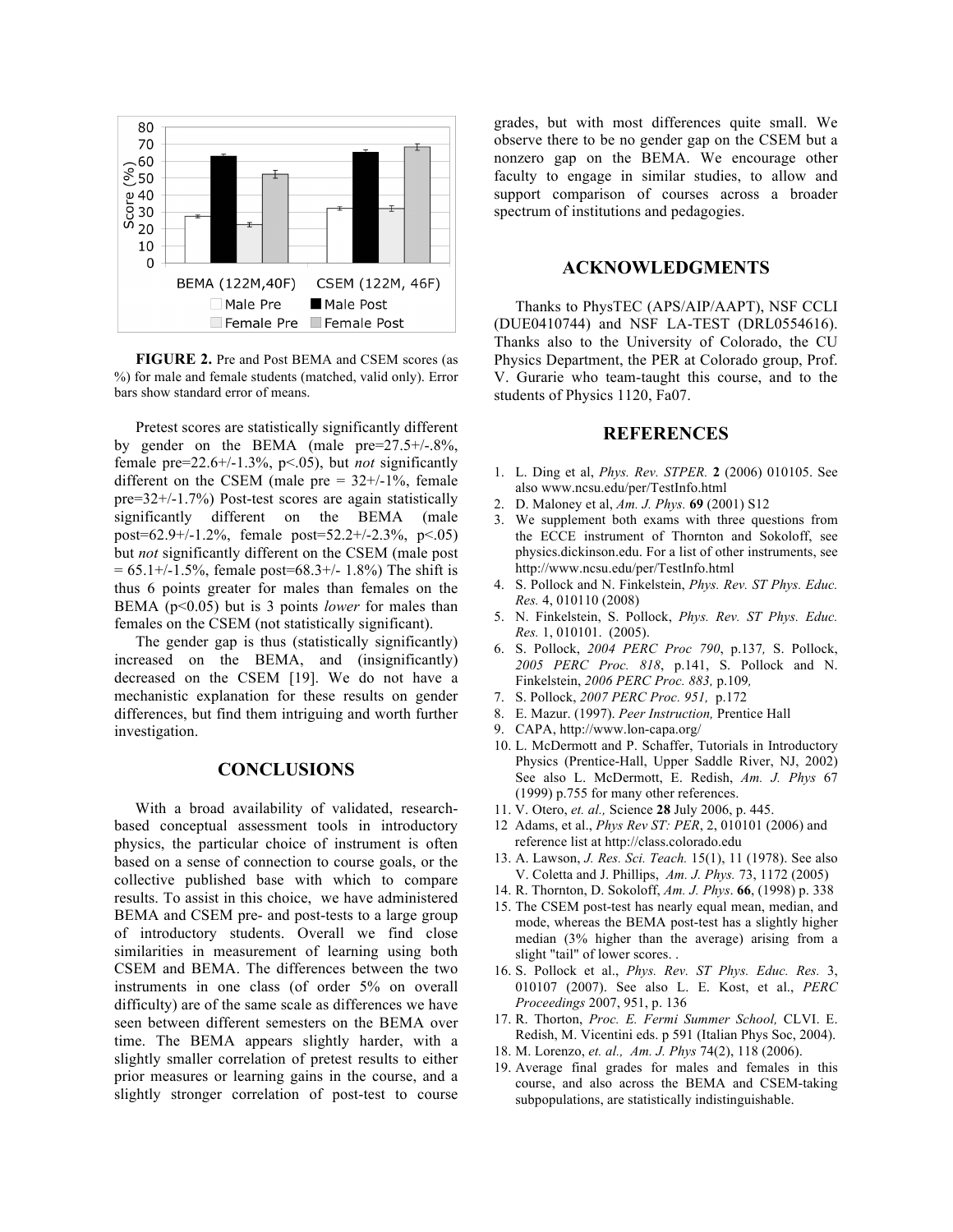80
70
60
50
40
30
20
10
0

Score (%)

BEMA (122M,40F)

CSEM (122M, 46F)

Male Pre

Male Post

Female Pre

Female Post

**FIGURE 2.** Pre and Post BEMA and CSEM scores (as %) for male and female students (matched, valid only). Error bars show standard error of means.

Pretest scores are statistically significantly different by gender on the BEMA (male pre=27.5+/-.8%, female pre=22.6+/-1.3%, p<.05), but *not* significantly different on the CSEM (male pre = 32+/-1%, female pre=32+/-1.7%) Post-test scores are again statistically significantly different on the BEMA (male post=62.9+/-1.2%, female post=52.2+/-2.3%, p<.05) but *not* significantly different on the CSEM (male post = 65.1+/-1.5%, female post=68.3+/- 1.8%) The shift is thus 6 points greater for males than females on the BEMA (p<0.05) but is 3 points *lower* for males than females on the CSEM (not statistically significant).

The gender gap is thus (statistically significantly) increased on the BEMA, and (insignificantly) decreased on the CSEM [19]. We do not have a mechanistic explanation for these results on gender differences, but find them intriguing and worth further investigation.

## CONCLUSIONS

With a broad availability of validated, research-based conceptual assessment tools in introductory physics, the particular choice of instrument is often based on a sense of connection to course goals, or the collective published base with which to compare results. To assist in this choice, we have administered BEMA and CSEM pre- and post-tests to a large group of introductory students. Overall we find close similarities in measurement of learning using both CSEM and BEMA. The differences between the two instruments in one class (of order 5% on overall difficulty) are of the same scale as differences we have seen between different semesters on the BEMA over time. The BEMA appears slightly harder, with a slightly smaller correlation of pretest results to either prior measures or learning gains in the course, and a slightly stronger correlation of post-test to course grades, but with most differences quite small. We observe there to be no gender gap on the CSEM but a nonzero gap on the BEMA. We encourage other faculty to engage in similar studies, to allow and support comparison of courses across a broader spectrum of institutions and pedagogies.

## ACKNOWLEDGMENTS

Thanks to PhysTEC (APS/AIP/AAPT), NSF CCLI (DUE0410744) and NSF LA-TEST (DRL0554616). Thanks also to the University of Colorado, the CU Physics Department, the PER at Colorado group, Prof. V. Gurarie who team-taught this course, and to the students of Physics 1120, Fa07.

## REFERENCES

1. L. Ding et al, *Phys. Rev. STPER.* **2** (2006) 010105. See also www.ncsu.edu/per/TestInfo.html
2. D. Maloney et al, *Am. J. Phys.* **69** (2001) S12
3. We supplement both exams with three questions from the ECCE instrument of Thornton and Sokoloff, see physics.dickinson.edu. For a list of other instruments, see http://www.ncsu.edu/per/TestInfo.html
4. S. Pollock and N. Finkelstein, *Phys. Rev. ST Phys. Educ. Res.* 4, 010110 (2008)
5. N. Finkelstein, S. Pollock, *Phys. Rev. ST Phys. Educ. Res.* 1, 010101. (2005).
6. S. Pollock, *2004 PERC Proc 790*, p.137*,* S. Pollock, *2005 PERC Proc. 818*, p.141, S. Pollock and N. Finkelstein, *2006 PERC Proc. 883,* p.109*,*
7. S. Pollock, *2007 PERC Proc. 951,* p.172
8. E. Mazur. (1997). *Peer Instruction,* Prentice Hall
9. CAPA, http://www.lon-capa.org/
10. L. McDermott and P. Schaffer, Tutorials in Introductory Physics (Prentice-Hall, Upper Saddle River, NJ, 2002) See also L. McDermott, E. Redish, *Am. J. Phys* 67 (1999) p.755 for many other references.
11. V. Otero, *et. al.,* Science **28** July 2006, p. 445.
12. Adams, et al., *Phys Rev ST: PER*, 2, 010101 (2006) and reference list at http://class.colorado.edu
13. A. Lawson, *J. Res. Sci. Teach.* 15(1), 11 (1978). See also V. Coletta and J. Phillips, *Am. J. Phys.* 73, 1172 (2005)
14. R. Thornton, D. Sokoloff, *Am. J. Phys*. **66**, (1998) p. 338
15. The CSEM post-test has nearly equal mean, median, and mode, whereas the BEMA post-test has a slightly higher median (3% higher than the average) arising from a slight "tail" of lower scores. .
16. S. Pollock et al., *Phys. Rev. ST Phys. Educ. Res.* 3, 010107 (2007). See also L. E. Kost, et al., *PERC Proceedings* 2007, 951, p. 136
17. R. Thorton, *Proc. E. Fermi Summer School,* CLVI. E. Redish, M. Vicentini eds. p 591 (Italian Phys Soc, 2004).
18. M. Lorenzo, *et. al., Am. J. Phys* 74(2), 118 (2006).
19. Average final grades for males and females in this course, and also across the BEMA and CSEM-taking subpopulations, are statistically indistinguishable.